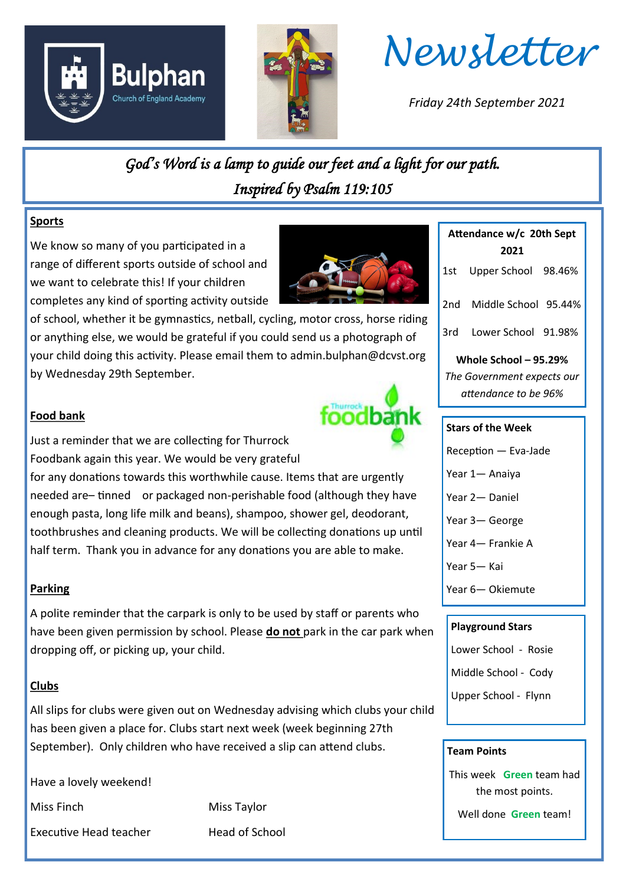# Newsletter

*Friday 24th September 2021*

*God's Word is a lamp to guide our feet and a light for our path.*
*Inspired by Psalm 119:105*

**Sports**

We know so many of you participated in a range of different sports outside of school and we want to celebrate this! If your children completes any kind of sporting activity outside of school, whether it be gymnastics, netball, cycling, motor cross, horse riding or anything else, we would be grateful if you could send us a photograph of your child doing this activity. Please email them to admin.bulphan@dcvst.org by Wednesday 29th September.

**Food bank**

Just a reminder that we are collecting for Thurrock Foodbank again this year. We would be very grateful for any donations towards this worthwhile cause. Items that are urgently needed are– tinned or packaged non-perishable food (although they have enough pasta, long life milk and beans), shampoo, shower gel, deodorant, toothbrushes and cleaning products. We will be collecting donations up until half term. Thank you in advance for any donations you are able to make.

**Parking**

A polite reminder that the carpark is only to be used by staff or parents who have been given permission by school. Please **do not** park in the car park when dropping off, or picking up, your child.

**Clubs**

All slips for clubs were given out on Wednesday advising which clubs your child has been given a place for. Clubs start next week (week beginning 27th September). Only children who have received a slip can attend clubs.

Have a lovely weekend!

Miss Finch — Executive Head teacher

Miss Taylor — Head of School

**Attendance w/c 20th Sept 2021**

| | | |
|---|---|---|
| 1st | Upper School | 98.46% |
| 2nd | Middle School | 95.44% |
| 3rd | Lower School | 91.98% |

**Whole School – 95.29%**

*The Government expects our attendance to be 96%*

**Stars of the Week**

- Reception — Eva-Jade
- Year 1— Anaiya
- Year 2— Daniel
- Year 3— George
- Year 4— Frankie A
- Year 5— Kai
- Year 6— Okiemute

**Playground Stars**

- Lower School - Rosie
- Middle School - Cody
- Upper School - Flynn

**Team Points**

This week **Green** team had the most points.

Well done **Green** team!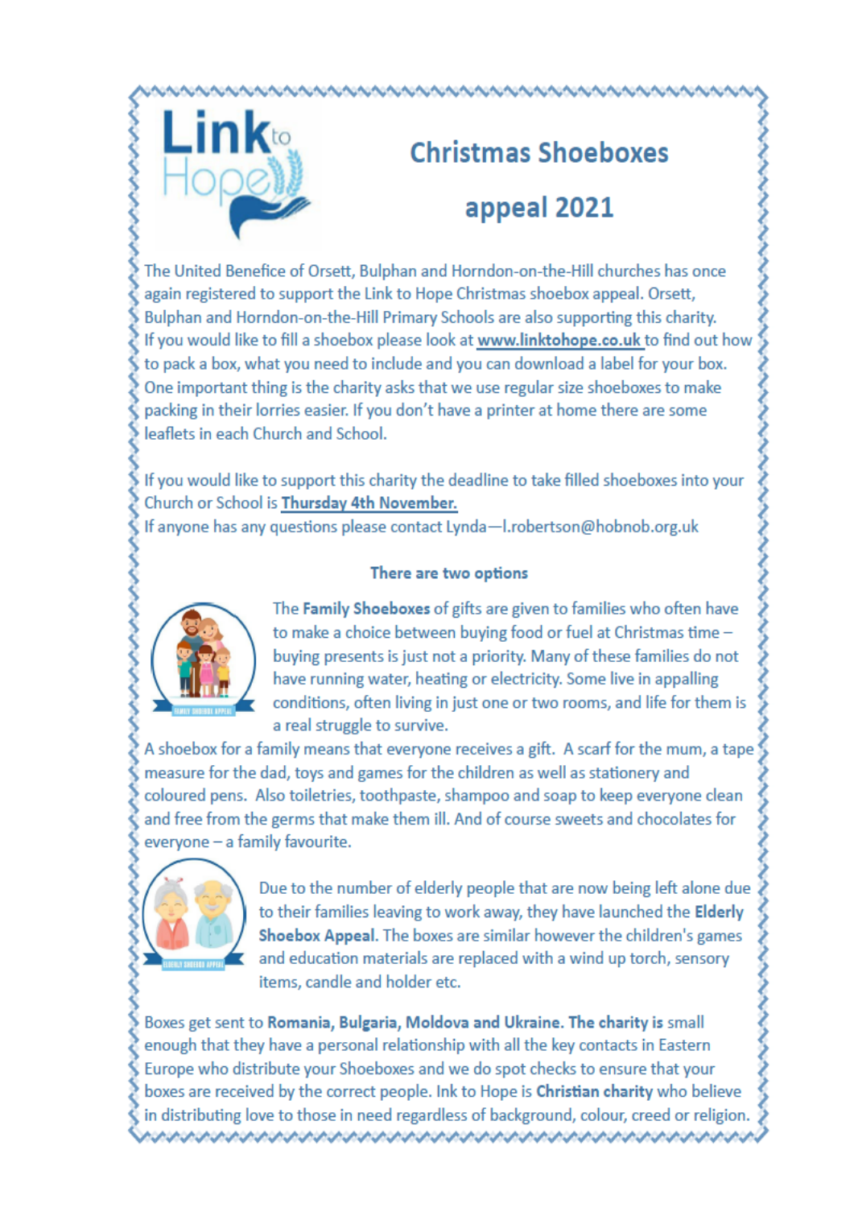# Christmas Shoeboxes appeal 2021

The United Benefice of Orsett, Bulphan and Horndon-on-the-Hill churches has once again registered to support the Link to Hope Christmas shoebox appeal. Orsett, Bulphan and Horndon-on-the-Hill Primary Schools are also supporting this charity. If you would like to fill a shoebox please look at www.linktohope.co.uk to find out how to pack a box, what you need to include and you can download a label for your box. One important thing is the charity asks that we use regular size shoeboxes to make packing in their lorries easier. If you don't have a printer at home there are some leaflets in each Church and School.

If you would like to support this charity the deadline to take filled shoeboxes into your Church or School is **Thursday 4th November.**

If anyone has any questions please contact Lynda—l.robertson@hobnob.org.uk

### There are two options

The **Family Shoeboxes** of gifts are given to families who often have to make a choice between buying food or fuel at Christmas time – buying presents is just not a priority. Many of these families do not have running water, heating or electricity. Some live in appalling conditions, often living in just one or two rooms, and life for them is a real struggle to survive.

A shoebox for a family means that everyone receives a gift. A scarf for the mum, a tape measure for the dad, toys and games for the children as well as stationery and coloured pens. Also toiletries, toothpaste, shampoo and soap to keep everyone clean and free from the germs that make them ill. And of course sweets and chocolates for everyone – a family favourite.

Due to the number of elderly people that are now being left alone due to their families leaving to work away, they have launched the **Elderly Shoebox Appeal**. The boxes are similar however the children's games and education materials are replaced with a wind up torch, sensory items, candle and holder etc.

Boxes get sent to **Romania, Bulgaria, Moldova and Ukraine. The charity is** small enough that they have a personal relationship with all the key contacts in Eastern Europe who distribute your Shoeboxes and we do spot checks to ensure that your boxes are received by the correct people. Ink to Hope is **Christian charity** who believe in distributing love to those in need regardless of background, colour, creed or religion.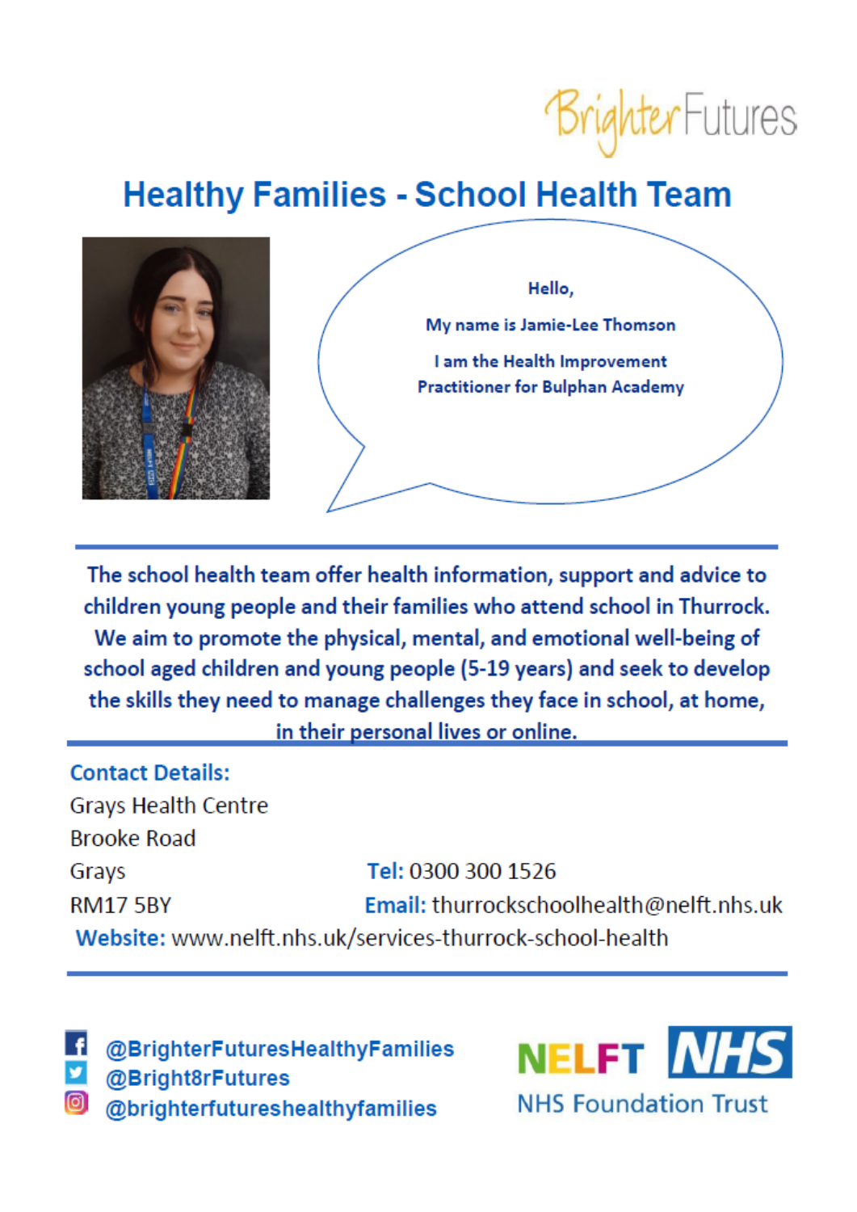Brighter Futures

# Healthy Families - School Health Team

Hello,

My name is Jamie-Lee Thomson

I am the Health Improvement Practitioner for Bulphan Academy

**The school health team offer health information, support and advice to children young people and their families who attend school in Thurrock. We aim to promote the physical, mental, and emotional well-being of school aged children and young people (5-19 years) and seek to develop the skills they need to manage challenges they face in school, at home, in their personal lives or online.**

**Contact Details:**

Grays Health Centre
Brooke Road
Grays
RM17 5BY

**Tel:** 0300 300 1526

**Email:** thurrockschoolhealth@nelft.nhs.uk

**Website:** www.nelft.nhs.uk/services-thurrock-school-health

@BrighterFuturesHealthyFamilies

@Bright8rFutures

@brighterfutureshealthyfamilies

NELFT NHS
NHS Foundation Trust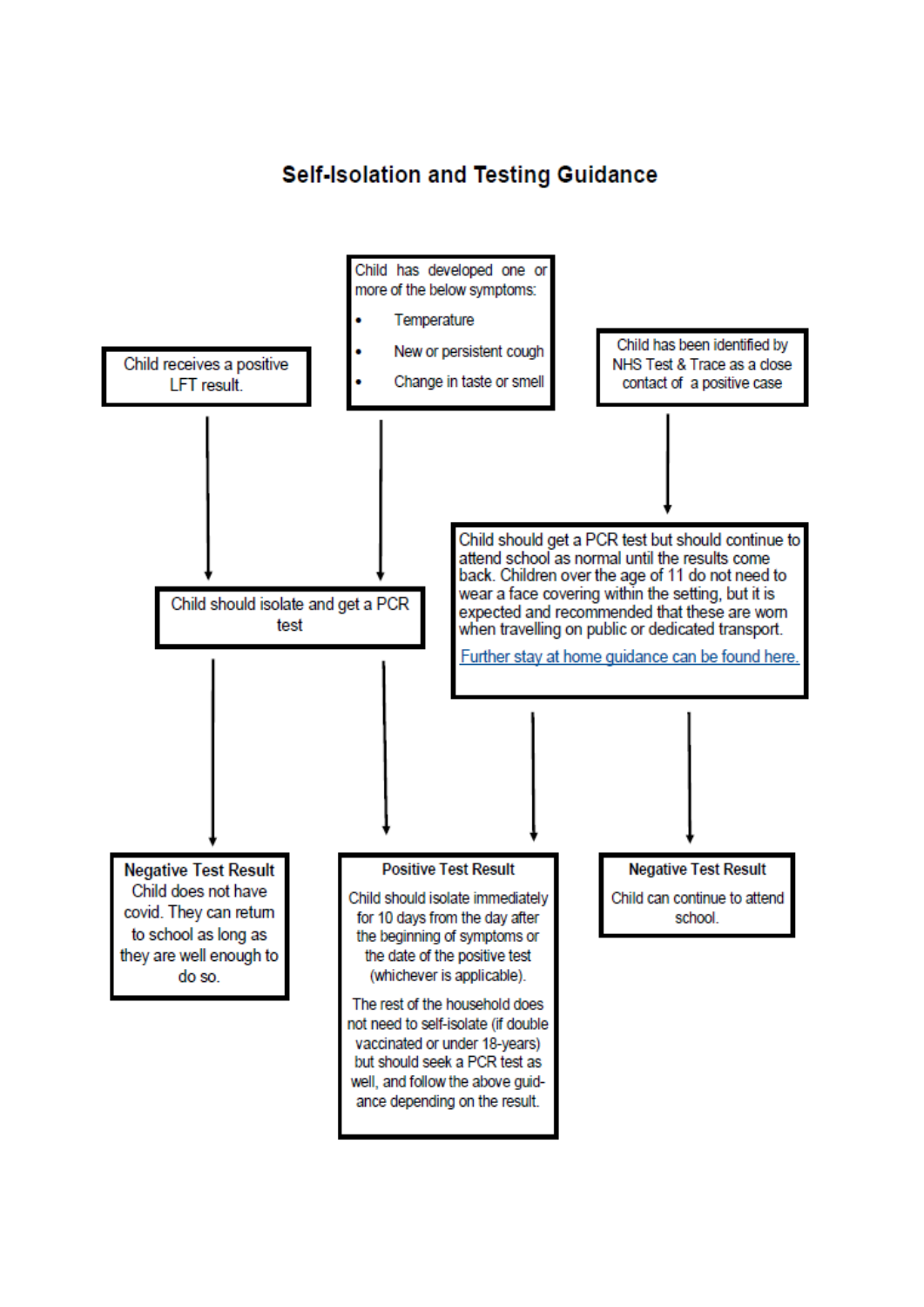# Self-Isolation and Testing Guidance

Child receives a positive LFT result.

Child has developed one or more of the below symptoms:

- Temperature
- New or persistent cough
- Change in taste or smell

Child has been identified by NHS Test & Trace as a close contact of a positive case

Child should isolate and get a PCR test

Child should get a PCR test but should continue to attend school as normal until the results come back. Children over the age of 11 do not need to wear a face covering within the setting, but it is expected and recommended that these are worn when travelling on public or dedicated transport.

Further stay at home guidance can be found here.

**Negative Test Result**
Child does not have covid. They can return to school as long as they are well enough to do so.

**Positive Test Result**
Child should isolate immediately for 10 days from the day after the beginning of symptoms or the date of the positive test (whichever is applicable).

The rest of the household does not need to self-isolate (if double vaccinated or under 18-years) but should seek a PCR test as well, and follow the above guidance depending on the result.

**Negative Test Result**
Child can continue to attend school.